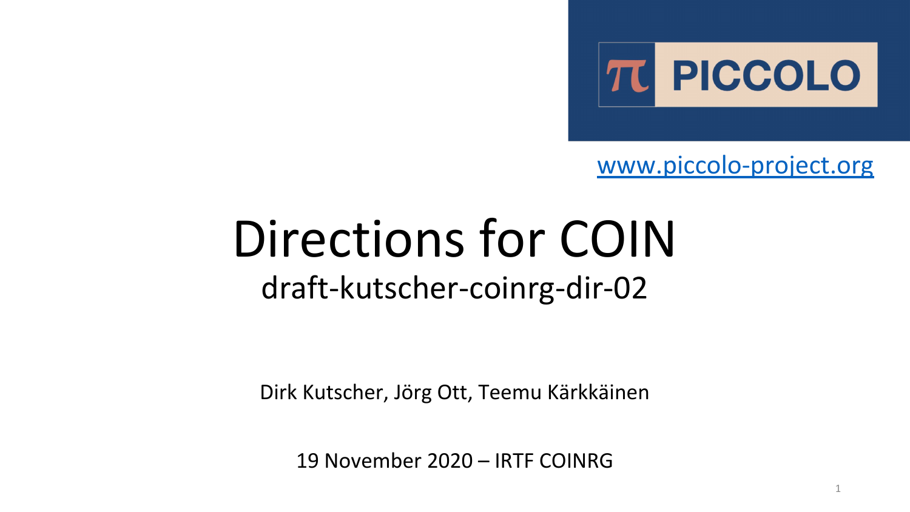PICCOLO

www.piccolo-project.org

# Directions for COIN

## draft-kutscher-coinrg-dir-02

Dirk Kutscher, Jörg Ott, Teemu Kärkkäinen

19 November 2020 – IRTF COINRG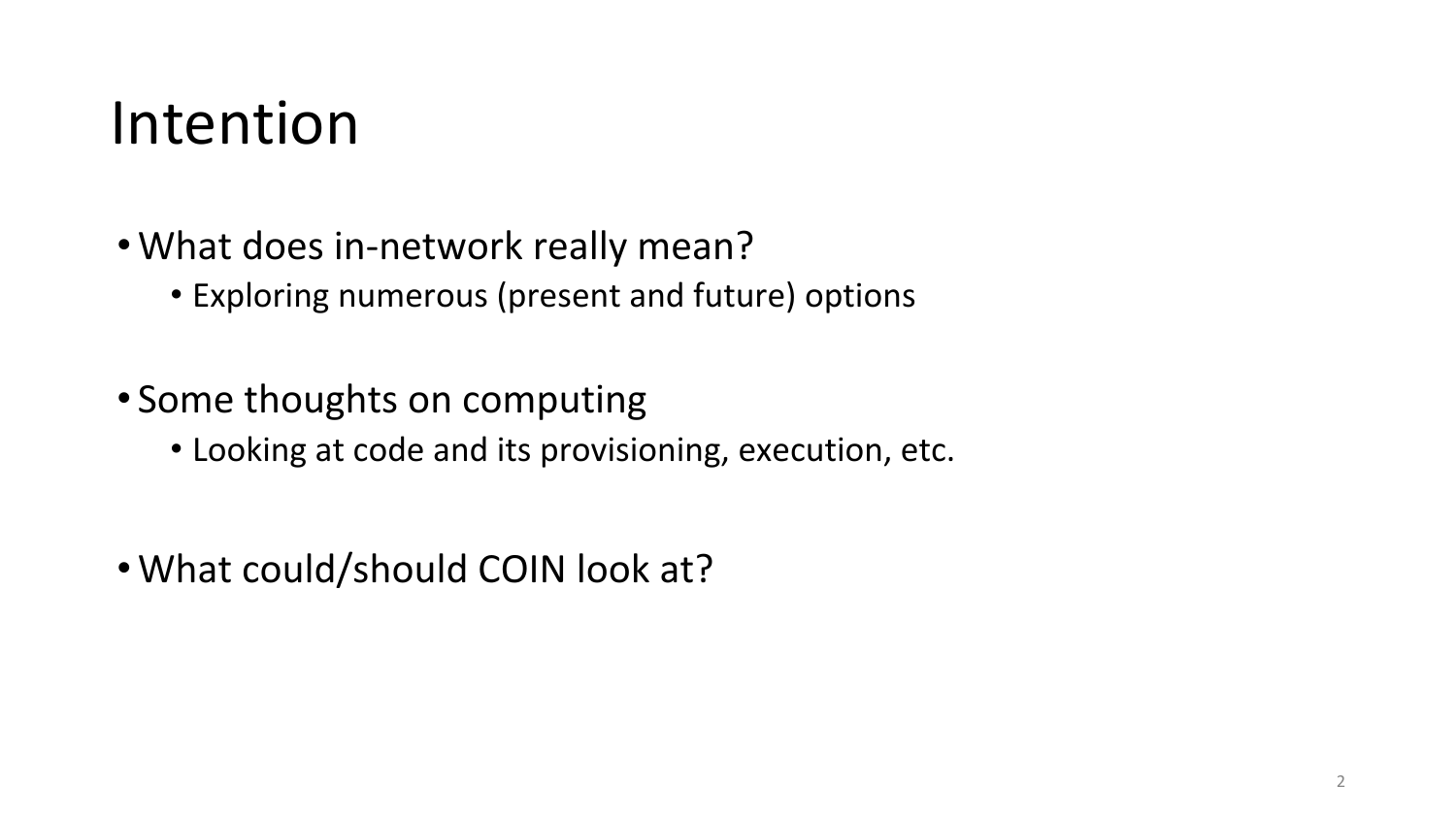# Intention

- What does in-network really mean?
  - Exploring numerous (present and future) options
- Some thoughts on computing
  - Looking at code and its provisioning, execution, etc.
- What could/should COIN look at?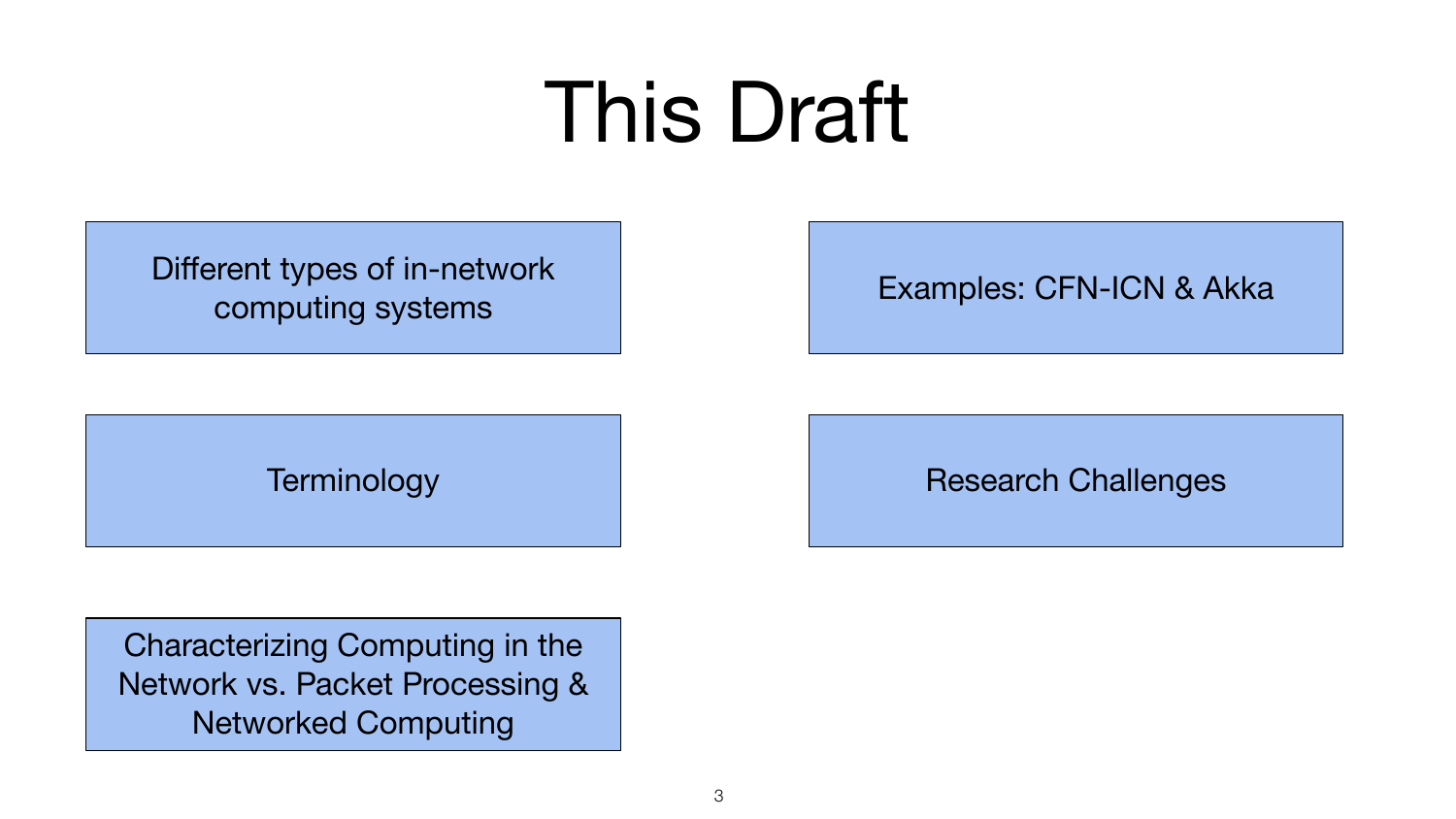# This Draft

- Different types of in-network computing systems
- Examples: CFN-ICN & Akka
- Terminology
- Research Challenges
- Characterizing Computing in the Network vs. Packet Processing & Networked Computing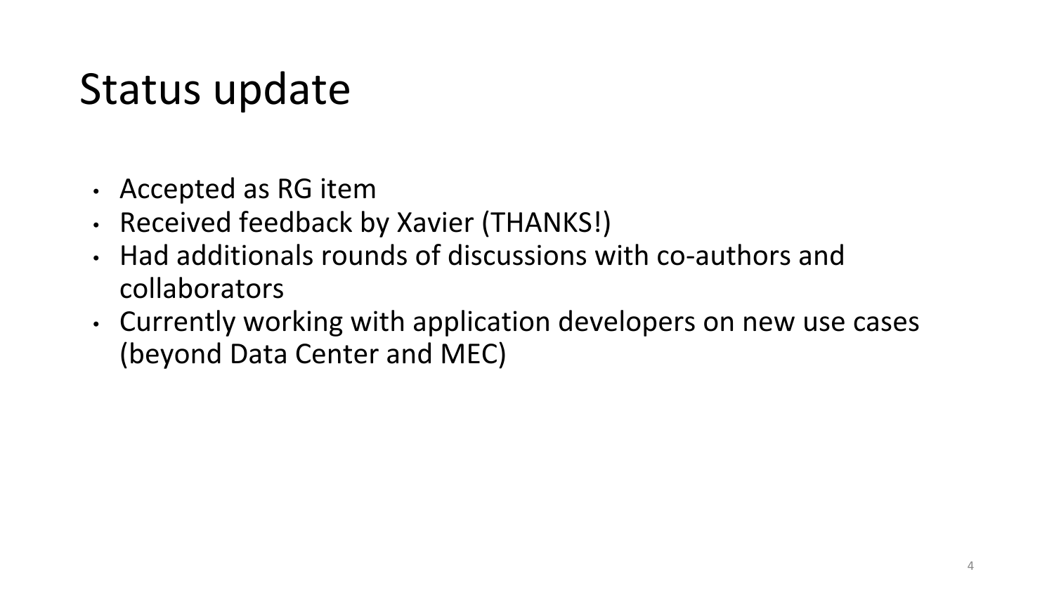# Status update

- Accepted as RG item
- Received feedback by Xavier (THANKS!)
- Had additionals rounds of discussions with co-authors and collaborators
- Currently working with application developers on new use cases (beyond Data Center and MEC)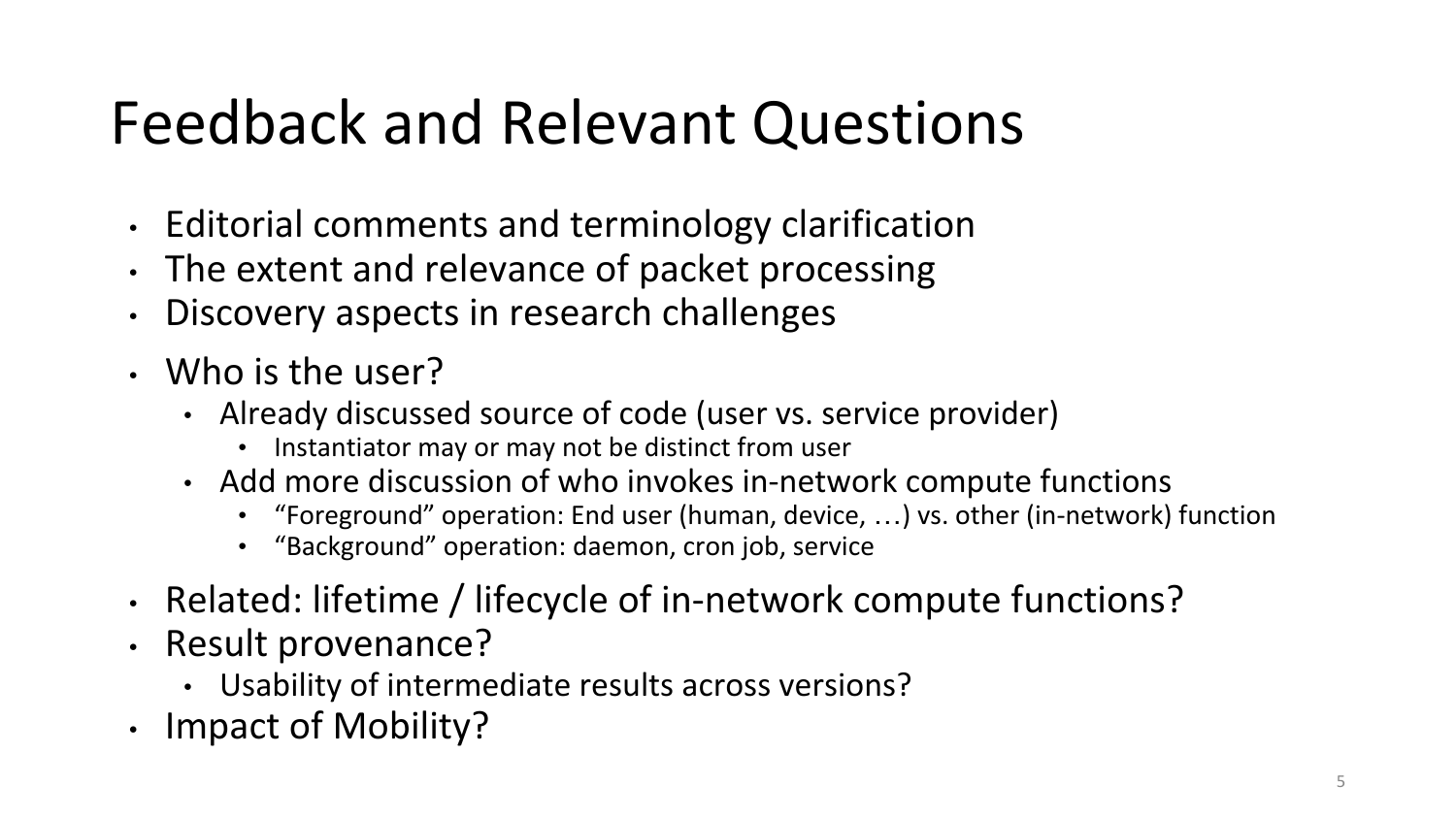# Feedback and Relevant Questions

- Editorial comments and terminology clarification
- The extent and relevance of packet processing
- Discovery aspects in research challenges
- Who is the user?
  - Already discussed source of code (user vs. service provider)
    - Instantiator may or may not be distinct from user
  - Add more discussion of who invokes in-network compute functions
    - “Foreground” operation: End user (human, device, …) vs. other (in-network) function
    - “Background” operation: daemon, cron job, service
- Related: lifetime / lifecycle of in-network compute functions?
- Result provenance?
  - Usability of intermediate results across versions?
- Impact of Mobility?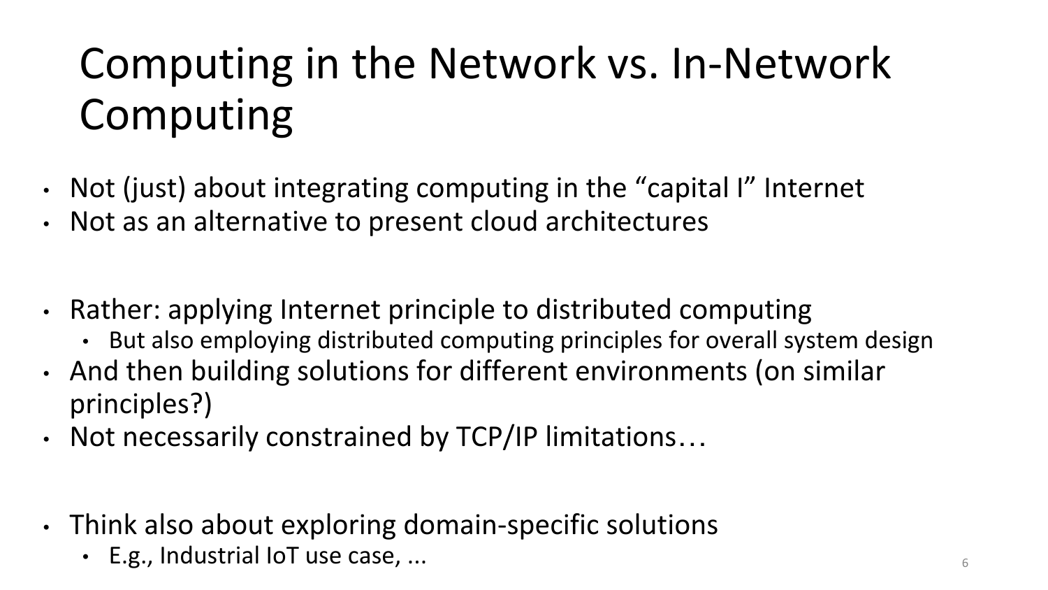# Computing in the Network vs. In-Network Computing

- Not (just) about integrating computing in the “capital I” Internet
- Not as an alternative to present cloud architectures

- Rather: applying Internet principle to distributed computing
  - But also employing distributed computing principles for overall system design
- And then building solutions for different environments (on similar principles?)
- Not necessarily constrained by TCP/IP limitations…

- Think also about exploring domain-specific solutions
  - E.g., Industrial IoT use case, ...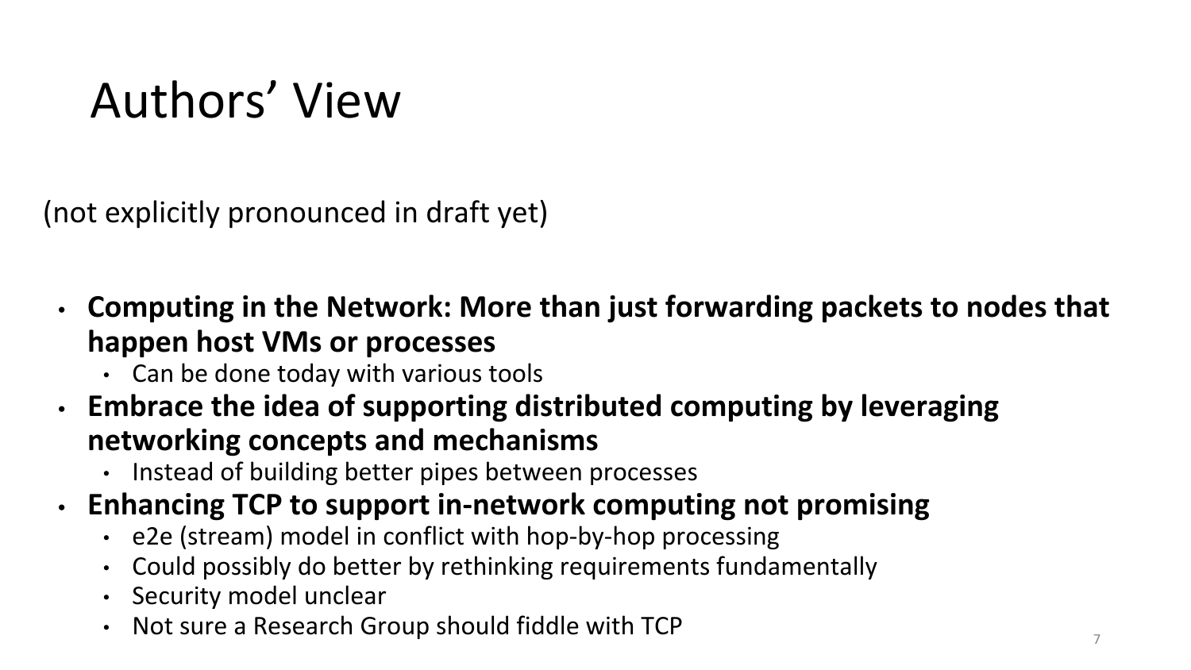# Authors' View

(not explicitly pronounced in draft yet)

- **Computing in the Network: More than just forwarding packets to nodes that happen host VMs or processes**
  - Can be done today with various tools
- **Embrace the idea of supporting distributed computing by leveraging networking concepts and mechanisms**
  - Instead of building better pipes between processes
- **Enhancing TCP to support in-network computing not promising**
  - e2e (stream) model in conflict with hop-by-hop processing
  - Could possibly do better by rethinking requirements fundamentally
  - Security model unclear
  - Not sure a Research Group should fiddle with TCP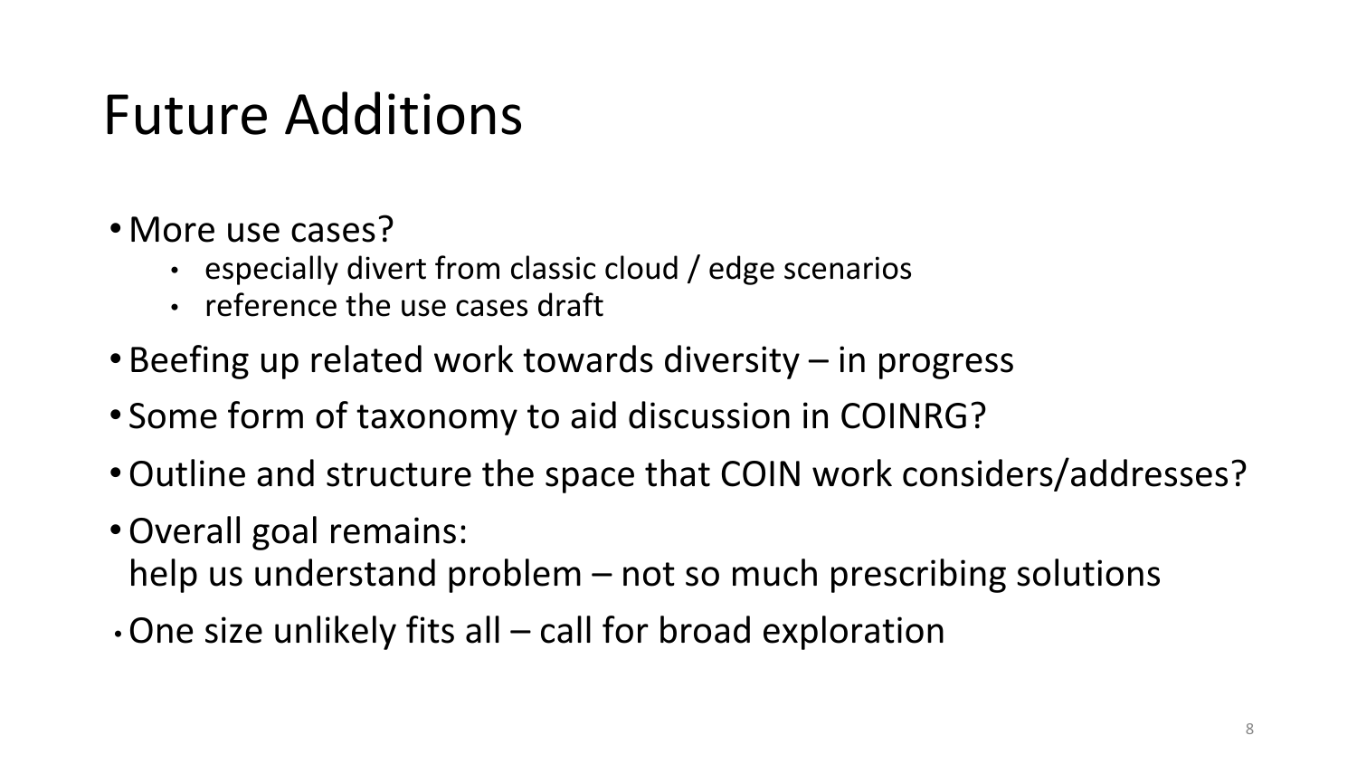# Future Additions

- More use cases?
  - especially divert from classic cloud / edge scenarios
  - reference the use cases draft
- Beefing up related work towards diversity – in progress
- Some form of taxonomy to aid discussion in COINRG?
- Outline and structure the space that COIN work considers/addresses?
- Overall goal remains:
  help us understand problem – not so much prescribing solutions
- One size unlikely fits all – call for broad exploration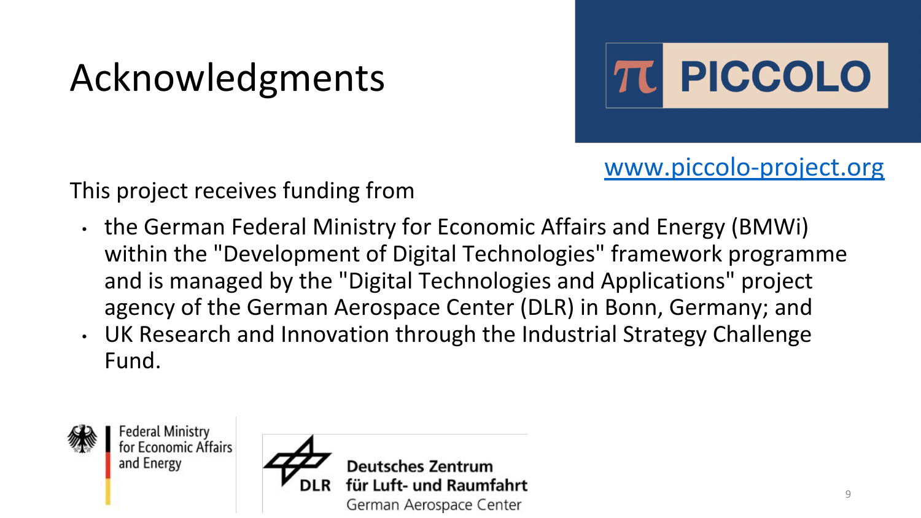# Acknowledgments

PICCOLO

www.piccolo-project.org

This project receives funding from

- the German Federal Ministry for Economic Affairs and Energy (BMWi) within the "Development of Digital Technologies" framework programme and is managed by the "Digital Technologies and Applications" project agency of the German Aerospace Center (DLR) in Bonn, Germany; and
- UK Research and Innovation through the Industrial Strategy Challenge Fund.

Federal Ministry for Economic Affairs and Energy

DLR Deutsches Zentrum für Luft- und Raumfahrt German Aerospace Center